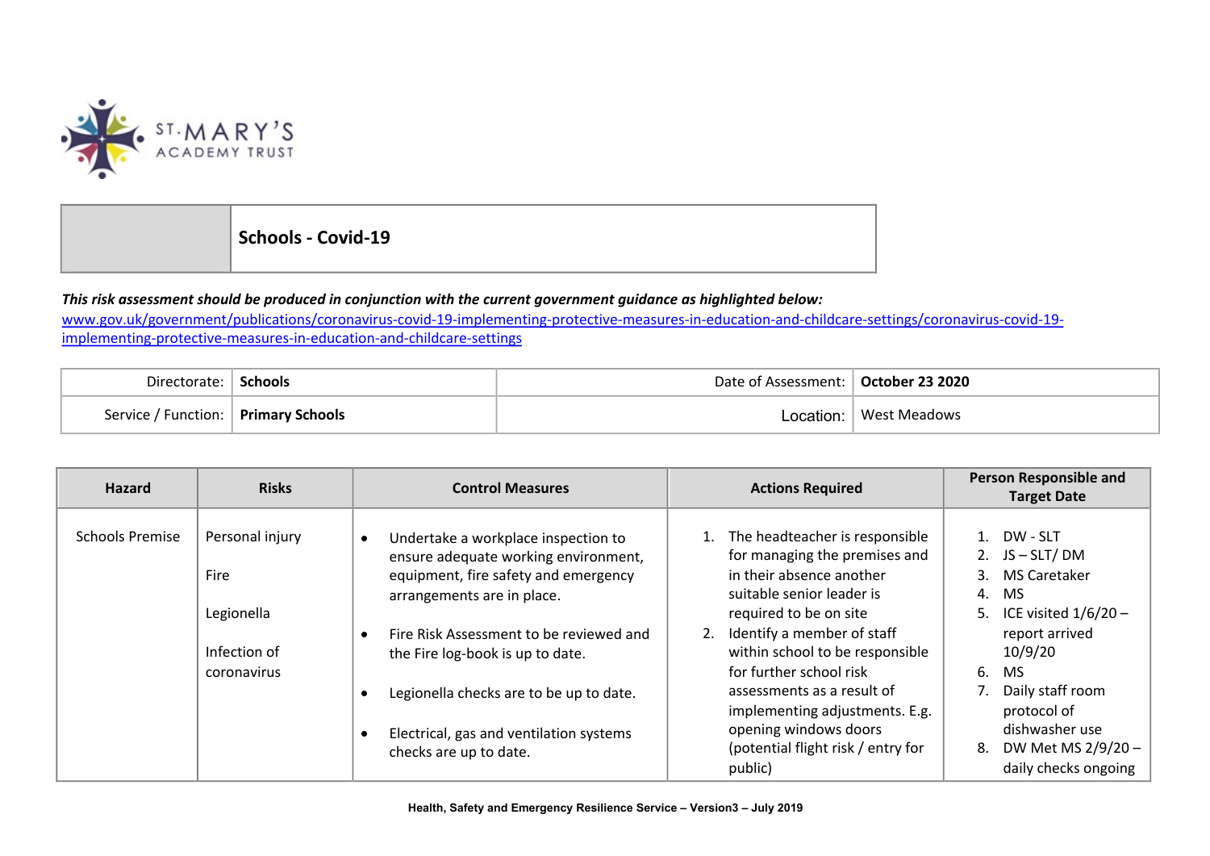ST. MARY'S ACADEMY TRUST

| | Schools - Covid-19 |
|---|---|

***This risk assessment should be produced in conjunction with the current government guidance as highlighted below:***
[www.gov.uk/government/publications/coronavirus-covid-19-implementing-protective-measures-in-education-and-childcare-settings/coronavirus-covid-19-implementing-protective-measures-in-education-and-childcare-settings](www.gov.uk/government/publications/coronavirus-covid-19-implementing-protective-measures-in-education-and-childcare-settings/coronavirus-covid-19-implementing-protective-measures-in-education-and-childcare-settings)

| Directorate: | **Schools** | Date of Assessment: | **October 23 2020** |
|---|---|---|---|
| Service / Function: | **Primary Schools** | Location: | West Meadows |

| Hazard | Risks | Control Measures | Actions Required | Person Responsible and Target Date |
|---|---|---|---|---|
| Schools Premise | Personal injury<br><br>Fire<br><br>Legionella<br><br>Infection of coronavirus | • Undertake a workplace inspection to ensure adequate working environment, equipment, fire safety and emergency arrangements are in place.<br><br>• Fire Risk Assessment to be reviewed and the Fire log-book is up to date.<br><br>• Legionella checks are to be up to date.<br><br>• Electrical, gas and ventilation systems checks are up to date. | 1. The headteacher is responsible for managing the premises and in their absence another suitable senior leader is required to be on site<br>2. Identify a member of staff within school to be responsible for further school risk assessments as a result of implementing adjustments. E.g. opening windows doors (potential flight risk / entry for public) | 1. DW - SLT<br>2. JS – SLT/ DM<br>3. MS Caretaker<br>4. MS<br>5. ICE visited 1/6/20 – report arrived 10/9/20<br>6. MS<br>7. Daily staff room protocol of dishwasher use<br>8. DW Met MS 2/9/20 – daily checks ongoing |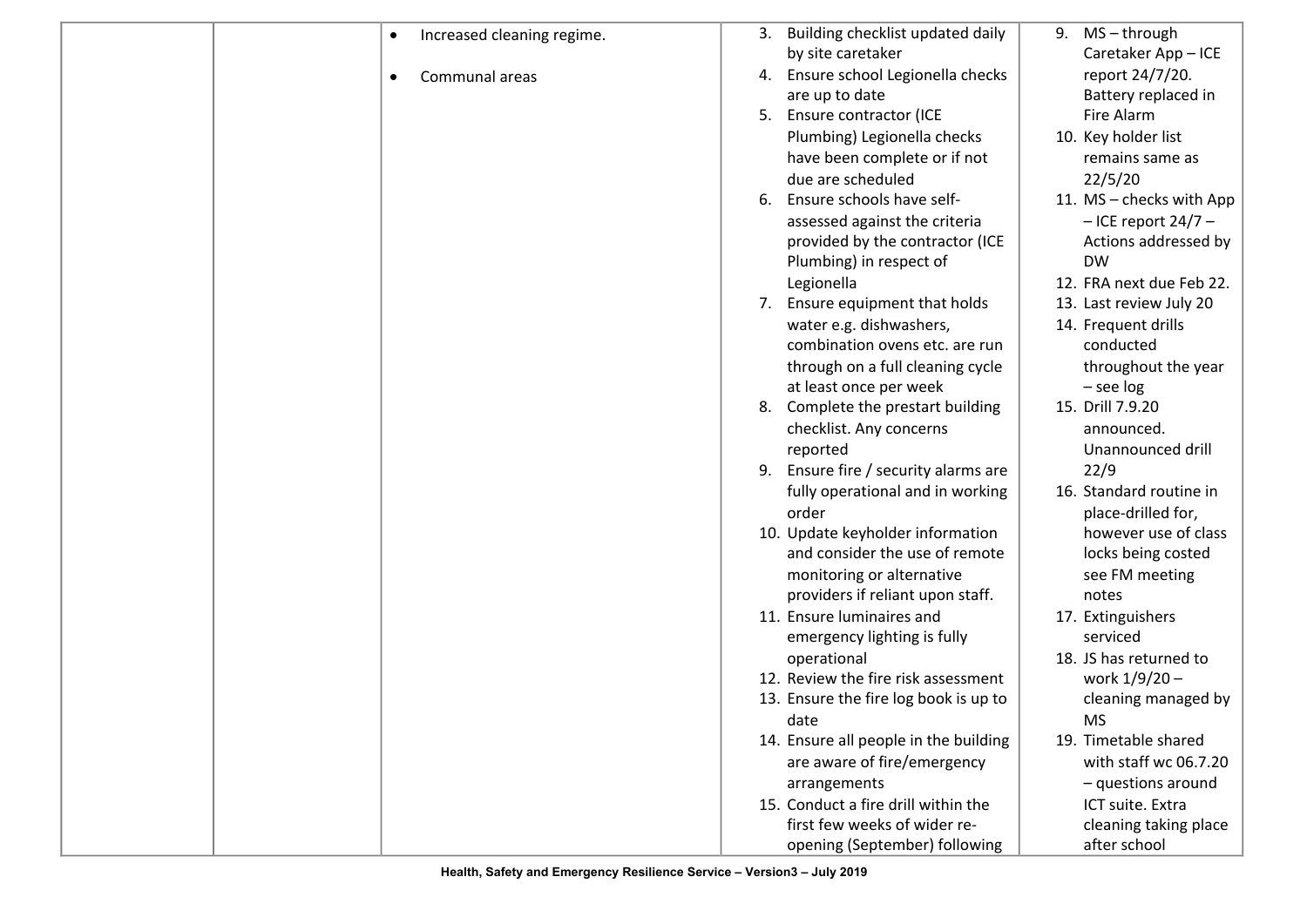| | | | | |
|---|---|---|---|---|
| | | • Increased cleaning regime.<br><br>• Communal areas | 3. Building checklist updated daily by site caretaker<br>4. Ensure school Legionella checks are up to date<br>5. Ensure contractor (ICE Plumbing) Legionella checks have been complete or if not due are scheduled<br>6. Ensure schools have self-assessed against the criteria provided by the contractor (ICE Plumbing) in respect of Legionella<br>7. Ensure equipment that holds water e.g. dishwashers, combination ovens etc. are run through on a full cleaning cycle at least once per week<br>8. Complete the prestart building checklist. Any concerns reported<br>9. Ensure fire / security alarms are fully operational and in working order<br>10. Update keyholder information and consider the use of remote monitoring or alternative providers if reliant upon staff.<br>11. Ensure luminaires and emergency lighting is fully operational<br>12. Review the fire risk assessment<br>13. Ensure the fire log book is up to date<br>14. Ensure all people in the building are aware of fire/emergency arrangements<br>15. Conduct a fire drill within the first few weeks of wider re-opening (September) following | 9. MS – through Caretaker App – ICE report 24/7/20. Battery replaced in Fire Alarm<br>10. Key holder list remains same as 22/5/20<br>11. MS – checks with App – ICE report 24/7 – Actions addressed by DW<br>12. FRA next due Feb 22.<br>13. Last review July 20<br>14. Frequent drills conducted throughout the year – see log<br>15. Drill 7.9.20 announced. Unannounced drill 22/9<br>16. Standard routine in place-drilled for, however use of class locks being costed see FM meeting notes<br>17. Extinguishers serviced<br>18. JS has returned to work 1/9/20 – cleaning managed by MS<br>19. Timetable shared with staff wc 06.7.20 – questions around ICT suite. Extra cleaning taking place after school |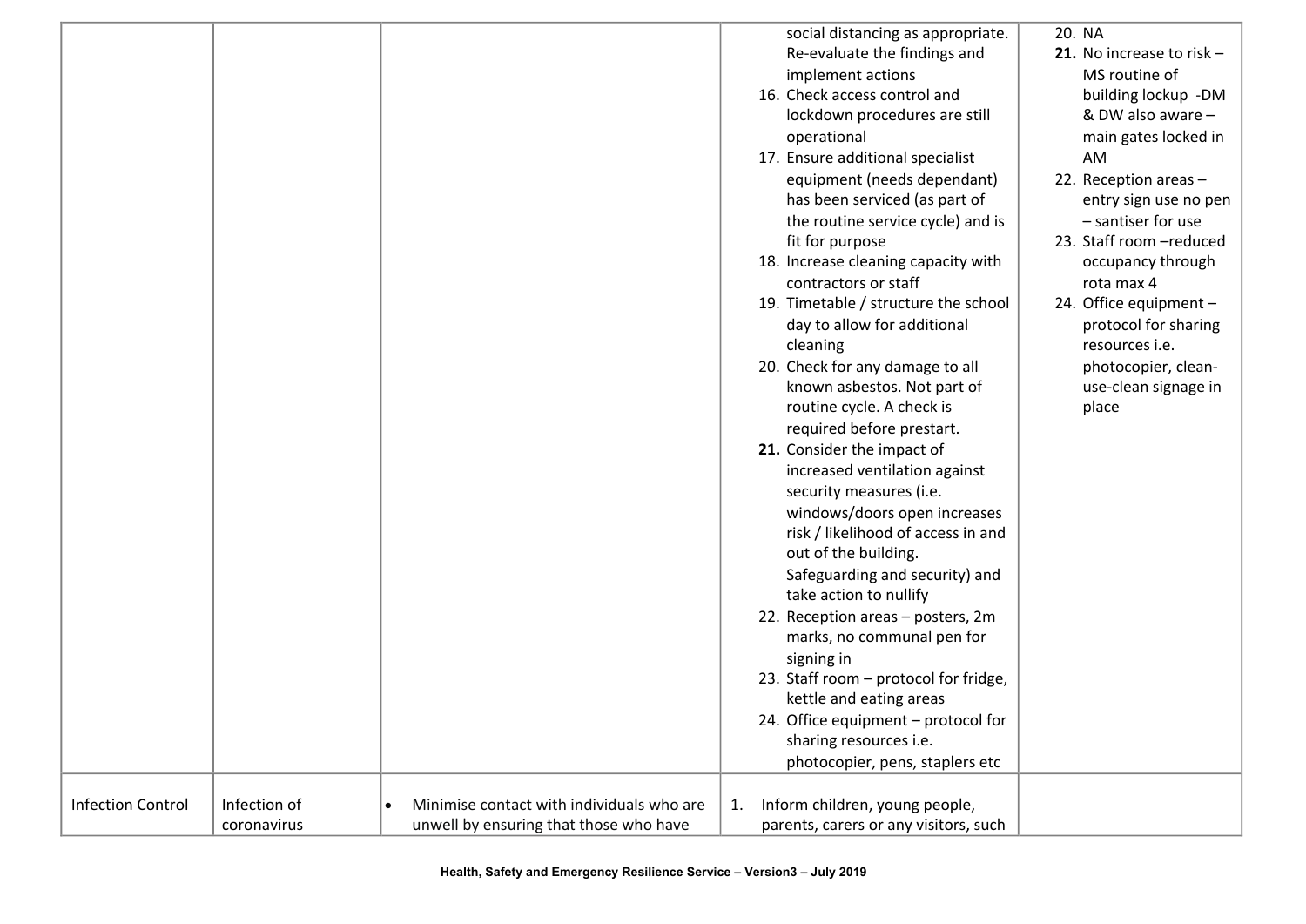| | | | | |
|---|---|---|---|---|
| | | | social distancing as appropriate. Re-evaluate the findings and implement actions<br>16. Check access control and lockdown procedures are still operational<br>17. Ensure additional specialist equipment (needs dependant) has been serviced (as part of the routine service cycle) and is fit for purpose<br>18. Increase cleaning capacity with contractors or staff<br>19. Timetable / structure the school day to allow for additional cleaning<br>20. Check for any damage to all known asbestos. Not part of routine cycle. A check is required before prestart.<br>**21.** Consider the impact of increased ventilation against security measures (i.e. windows/doors open increases risk / likelihood of access in and out of the building. Safeguarding and security) and take action to nullify<br>22. Reception areas – posters, 2m marks, no communal pen for signing in<br>23. Staff room – protocol for fridge, kettle and eating areas<br>24. Office equipment – protocol for sharing resources i.e. photocopier, pens, staplers etc | 20. NA<br>**21.** No increase to risk – MS routine of building lockup -DM & DW also aware – main gates locked in AM<br>22. Reception areas – entry sign use no pen – santiser for use<br>23. Staff room –reduced occupancy through rota max 4<br>24. Office equipment – protocol for sharing resources i.e. photocopier, clean-use-clean signage in place |
| Infection Control | Infection of coronavirus | • Minimise contact with individuals who are unwell by ensuring that those who have | 1. Inform children, young people, parents, carers or any visitors, such | |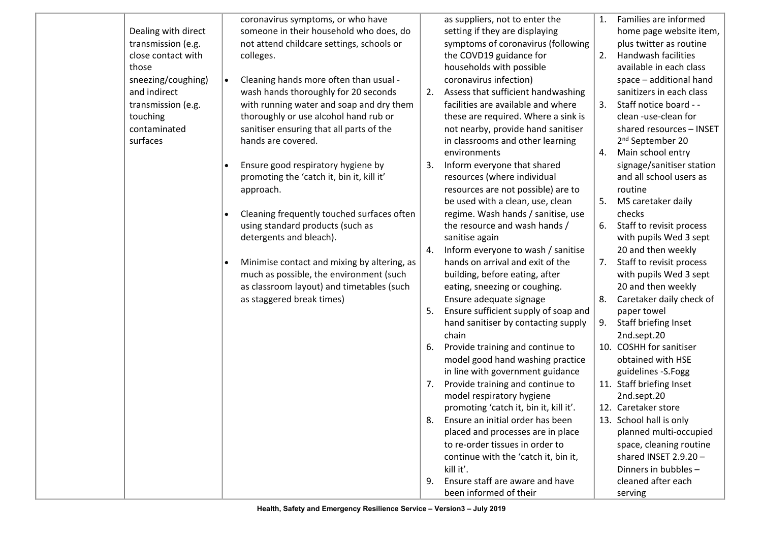|  | Dealing with direct transmission (e.g. close contact with those sneezing/coughing) and indirect transmission (e.g. touching contaminated surfaces | coronavirus symptoms, or who have someone in their household who does, do not attend childcare settings, schools or colleges.<br><br>• Cleaning hands more often than usual - wash hands thoroughly for 20 seconds with running water and soap and dry them thoroughly or use alcohol hand rub or sanitiser ensuring that all parts of the hands are covered.<br><br>• Ensure good respiratory hygiene by promoting the 'catch it, bin it, kill it' approach.<br><br>• Cleaning frequently touched surfaces often using standard products (such as detergents and bleach).<br><br>• Minimise contact and mixing by altering, as much as possible, the environment (such as classroom layout) and timetables (such as staggered break times) | as suppliers, not to enter the setting if they are displaying symptoms of coronavirus (following the COVD19 guidance for households with possible coronavirus infection)<br>2. Assess that sufficient handwashing facilities are available and where these are required. Where a sink is not nearby, provide hand sanitiser in classrooms and other learning environments<br>3. Inform everyone that shared resources (where individual resources are not possible) are to be used with a clean, use, clean regime. Wash hands / sanitise, use the resource and wash hands / sanitise again<br>4. Inform everyone to wash / sanitise hands on arrival and exit of the building, before eating, after eating, sneezing or coughing. Ensure adequate signage<br>5. Ensure sufficient supply of soap and hand sanitiser by contacting supply chain<br>6. Provide training and continue to model good hand washing practice in line with government guidance<br>7. Provide training and continue to model respiratory hygiene promoting 'catch it, bin it, kill it'.<br>8. Ensure an initial order has been placed and processes are in place to re-order tissues in order to continue with the 'catch it, bin it, kill it'.<br>9. Ensure staff are aware and have been informed of their | 1. Families are informed home page website item, plus twitter as routine<br>2. Handwash facilities available in each class space – additional hand sanitizers in each class<br>3. Staff notice board - - clean -use-clean for shared resources – INSET 2nd September 20<br>4. Main school entry signage/sanitiser station and all school users as routine<br>5. MS caretaker daily checks<br>6. Staff to revisit process with pupils Wed 3 sept 20 and then weekly<br>7. Staff to revisit process with pupils Wed 3 sept 20 and then weekly<br>8. Caretaker daily check of paper towel<br>9. Staff briefing Inset 2nd.sept.20<br>10. COSHH for sanitiser obtained with HSE guidelines -S.Fogg<br>11. Staff briefing Inset 2nd.sept.20<br>12. Caretaker store<br>13. School hall is only planned multi-occupied space, cleaning routine shared INSET 2.9.20 – Dinners in bubbles – cleaned after each serving |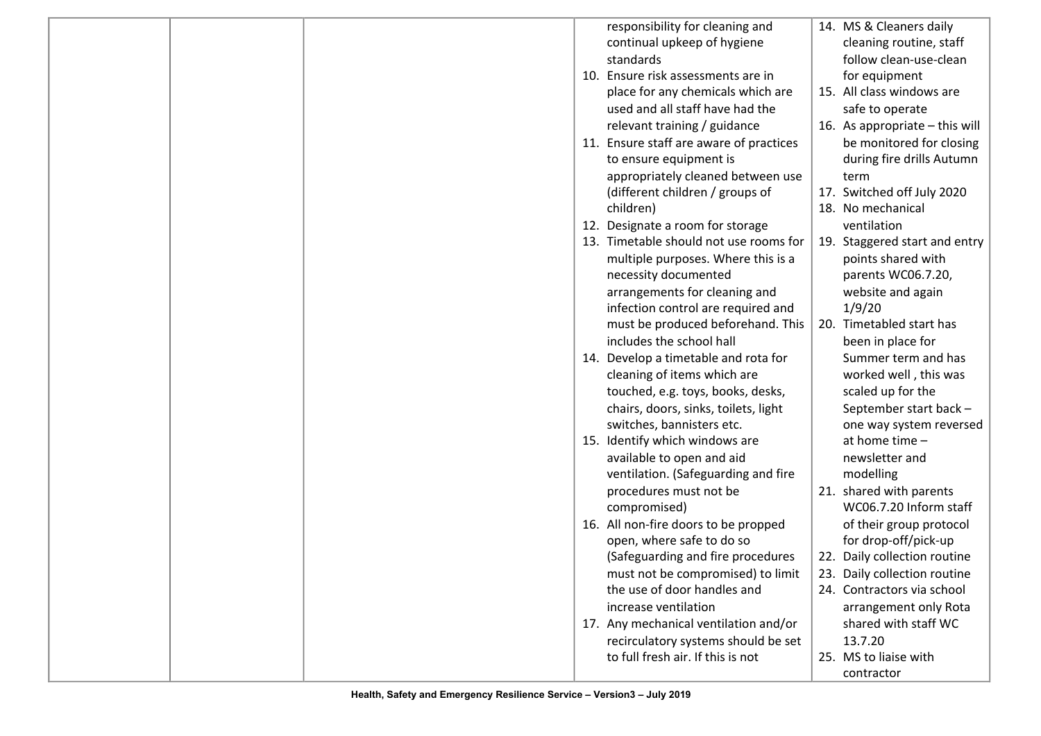| | | | responsibility for cleaning and continual upkeep of hygiene standards<br>10. Ensure risk assessments are in place for any chemicals which are used and all staff have had the relevant training / guidance<br>11. Ensure staff are aware of practices to ensure equipment is appropriately cleaned between use (different children / groups of children)<br>12. Designate a room for storage<br>13. Timetable should not use rooms for multiple purposes. Where this is a necessity documented arrangements for cleaning and infection control are required and must be produced beforehand. This includes the school hall<br>14. Develop a timetable and rota for cleaning of items which are touched, e.g. toys, books, desks, chairs, doors, sinks, toilets, light switches, bannisters etc.<br>15. Identify which windows are available to open and aid ventilation. (Safeguarding and fire procedures must not be compromised)<br>16. All non-fire doors to be propped open, where safe to do so (Safeguarding and fire procedures must not be compromised) to limit the use of door handles and increase ventilation<br>17. Any mechanical ventilation and/or recirculatory systems should be set to full fresh air. If this is not | 14. MS & Cleaners daily cleaning routine, staff follow clean-use-clean for equipment<br>15. All class windows are safe to operate<br>16. As appropriate – this will be monitored for closing during fire drills Autumn term<br>17. Switched off July 2020<br>18. No mechanical ventilation<br>19. Staggered start and entry points shared with parents WC06.7.20, website and again 1/9/20<br>20. Timetabled start has been in place for Summer term and has worked well , this was scaled up for the September start back – one way system reversed at home time – newsletter and modelling<br>21. shared with parents WC06.7.20 Inform staff of their group protocol for drop-off/pick-up<br>22. Daily collection routine<br>23. Daily collection routine<br>24. Contractors via school arrangement only Rota shared with staff WC 13.7.20<br>25. MS to liaise with contractor |
|---|---|---|---|---|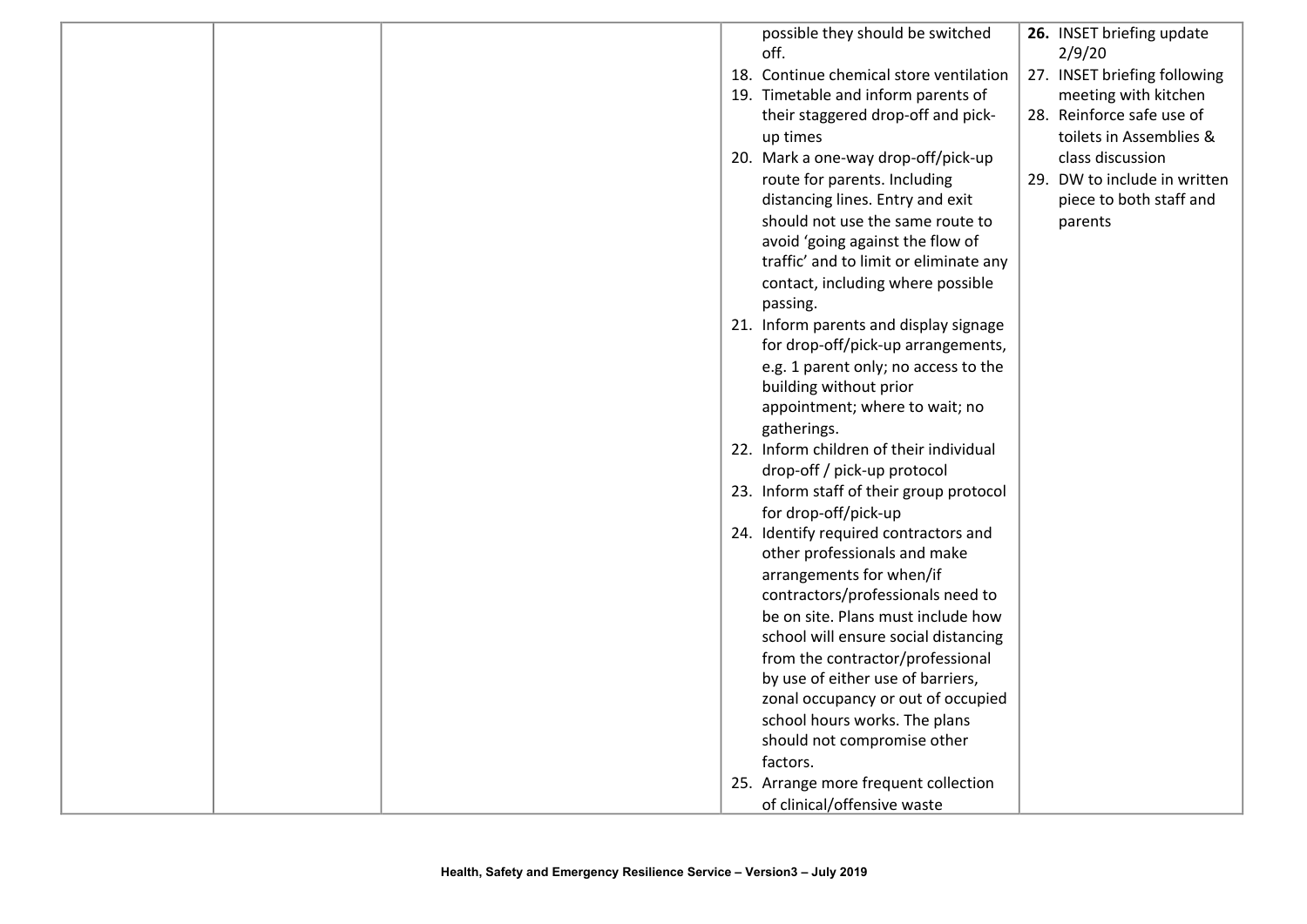| | | | | |
|---|---|---|---|---|
| | | | possible they should be switched off.<br>18. Continue chemical store ventilation<br>19. Timetable and inform parents of their staggered drop-off and pick-up times<br>20. Mark a one-way drop-off/pick-up route for parents. Including distancing lines. Entry and exit should not use the same route to avoid 'going against the flow of traffic' and to limit or eliminate any contact, including where possible passing.<br>21. Inform parents and display signage for drop-off/pick-up arrangements, e.g. 1 parent only; no access to the building without prior appointment; where to wait; no gatherings.<br>22. Inform children of their individual drop-off / pick-up protocol<br>23. Inform staff of their group protocol for drop-off/pick-up<br>24. Identify required contractors and other professionals and make arrangements for when/if contractors/professionals need to be on site. Plans must include how school will ensure social distancing from the contractor/professional by use of either use of barriers, zonal occupancy or out of occupied school hours works. The plans should not compromise other factors.<br>25. Arrange more frequent collection of clinical/offensive waste | **26.** INSET briefing update 2/9/20<br>27. INSET briefing following meeting with kitchen<br>28. Reinforce safe use of toilets in Assemblies & class discussion<br>29. DW to include in written piece to both staff and parents |

Health, Safety and Emergency Resilience Service – Version3 – July 2019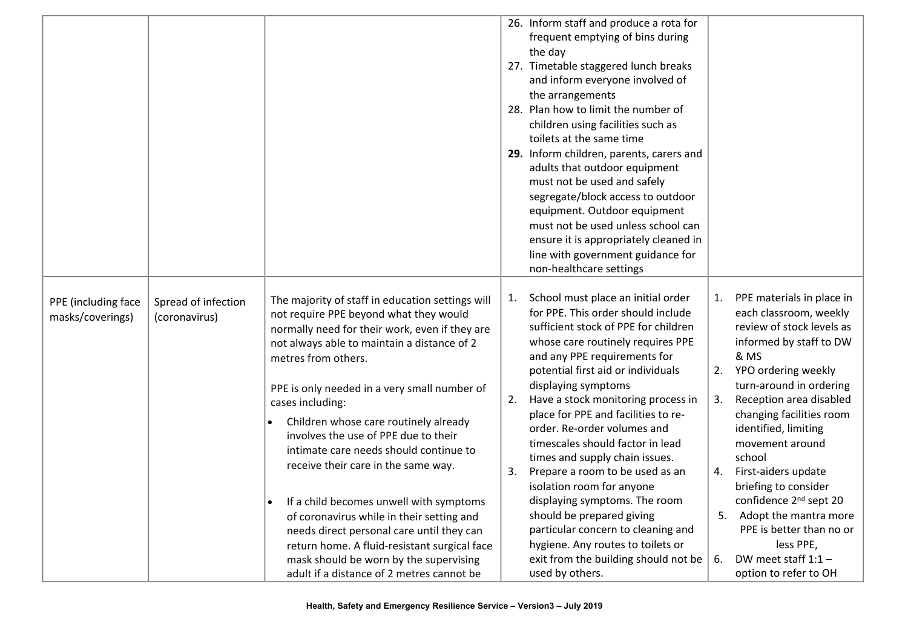| | | | | |
|---|---|---|---|---|
| | | | 26. Inform staff and produce a rota for frequent emptying of bins during the day<br>27. Timetable staggered lunch breaks and inform everyone involved of the arrangements<br>28. Plan how to limit the number of children using facilities such as toilets at the same time<br>**29.** Inform children, parents, carers and adults that outdoor equipment must not be used and safely segregate/block access to outdoor equipment. Outdoor equipment must not be used unless school can ensure it is appropriately cleaned in line with government guidance for non-healthcare settings | |
| PPE (including face masks/coverings) | Spread of infection (coronavirus) | The majority of staff in education settings will not require PPE beyond what they would normally need for their work, even if they are not always able to maintain a distance of 2 metres from others.<br><br>PPE is only needed in a very small number of cases including:<br>• Children whose care routinely already involves the use of PPE due to their intimate care needs should continue to receive their care in the same way.<br><br>• If a child becomes unwell with symptoms of coronavirus while in their setting and needs direct personal care until they can return home. A fluid-resistant surgical face mask should be worn by the supervising adult if a distance of 2 metres cannot be | 1. School must place an initial order for PPE. This order should include sufficient stock of PPE for children whose care routinely requires PPE and any PPE requirements for potential first aid or individuals displaying symptoms<br>2. Have a stock monitoring process in place for PPE and facilities to re-order. Re-order volumes and timescales should factor in lead times and supply chain issues.<br>3. Prepare a room to be used as an isolation room for anyone displaying symptoms. The room should be prepared giving particular concern to cleaning and hygiene. Any routes to toilets or exit from the building should not be used by others. | 1. PPE materials in place in each classroom, weekly review of stock levels as informed by staff to DW & MS<br>2. YPO ordering weekly turn-around in ordering<br>3. Reception area disabled changing facilities room identified, limiting movement around school<br>4. First-aiders update briefing to consider confidence 2nd sept 20<br>5. Adopt the mantra more PPE is better than no or less PPE,<br>6. DW meet staff 1:1 – option to refer to OH |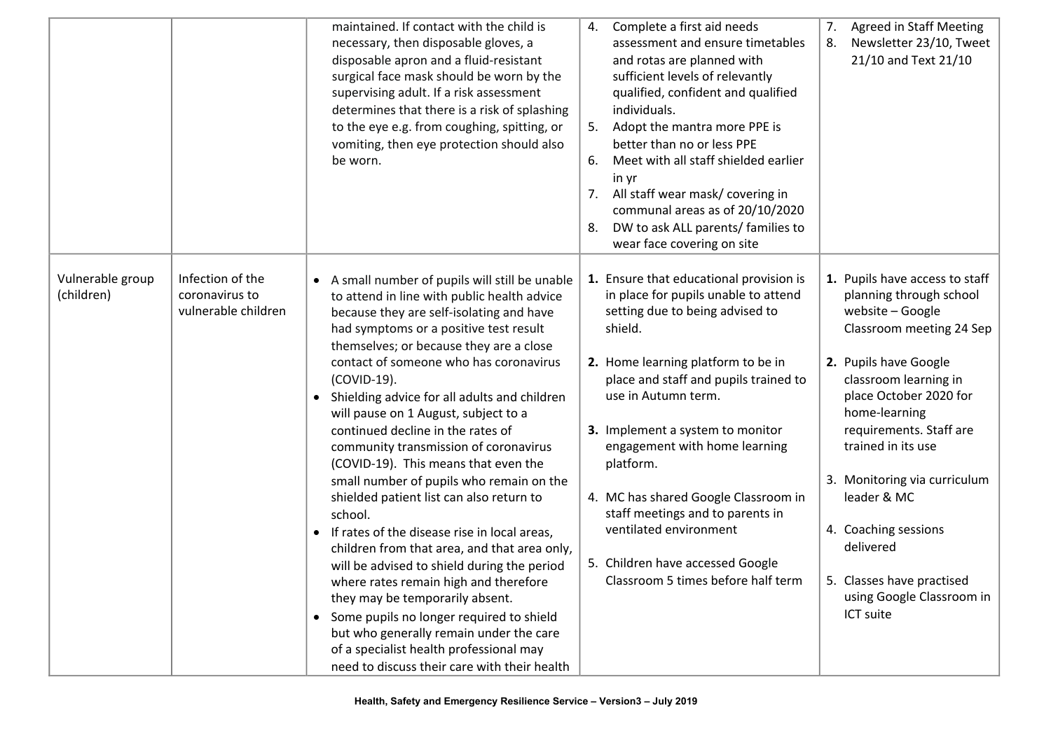| | | | | |
|---|---|---|---|---|
| | | maintained. If contact with the child is necessary, then disposable gloves, a disposable apron and a fluid-resistant surgical face mask should be worn by the supervising adult. If a risk assessment determines that there is a risk of splashing to the eye e.g. from coughing, spitting, or vomiting, then eye protection should also be worn. | 4. Complete a first aid needs assessment and ensure timetables and rotas are planned with sufficient levels of relevantly qualified, confident and qualified individuals.<br>5. Adopt the mantra more PPE is better than no or less PPE<br>6. Meet with all staff shielded earlier in yr<br>7. All staff wear mask/ covering in communal areas as of 20/10/2020<br>8. DW to ask ALL parents/ families to wear face covering on site | 7. Agreed in Staff Meeting<br>8. Newsletter 23/10, Tweet 21/10 and Text 21/10 |
| Vulnerable group (children) | Infection of the coronavirus to vulnerable children | • A small number of pupils will still be unable to attend in line with public health advice because they are self-isolating and have had symptoms or a positive test result themselves; or because they are a close contact of someone who has coronavirus (COVID-19).<br>• Shielding advice for all adults and children will pause on 1 August, subject to a continued decline in the rates of community transmission of coronavirus (COVID-19). This means that even the small number of pupils who remain on the shielded patient list can also return to school.<br>• If rates of the disease rise in local areas, children from that area, and that area only, will be advised to shield during the period where rates remain high and therefore they may be temporarily absent.<br>• Some pupils no longer required to shield but who generally remain under the care of a specialist health professional may need to discuss their care with their health | **1.** Ensure that educational provision is in place for pupils unable to attend setting due to being advised to shield.<br><br>**2.** Home learning platform to be in place and staff and pupils trained to use in Autumn term.<br><br>**3.** Implement a system to monitor engagement with home learning platform.<br><br>4. MC has shared Google Classroom in staff meetings and to parents in ventilated environment<br><br>5. Children have accessed Google Classroom 5 times before half term | **1.** Pupils have access to staff planning through school website – Google Classroom meeting 24 Sep<br><br>**2.** Pupils have Google classroom learning in place October 2020 for home-learning requirements. Staff are trained in its use<br><br>3. Monitoring via curriculum leader & MC<br><br>4. Coaching sessions delivered<br><br>5. Classes have practised using Google Classroom in ICT suite |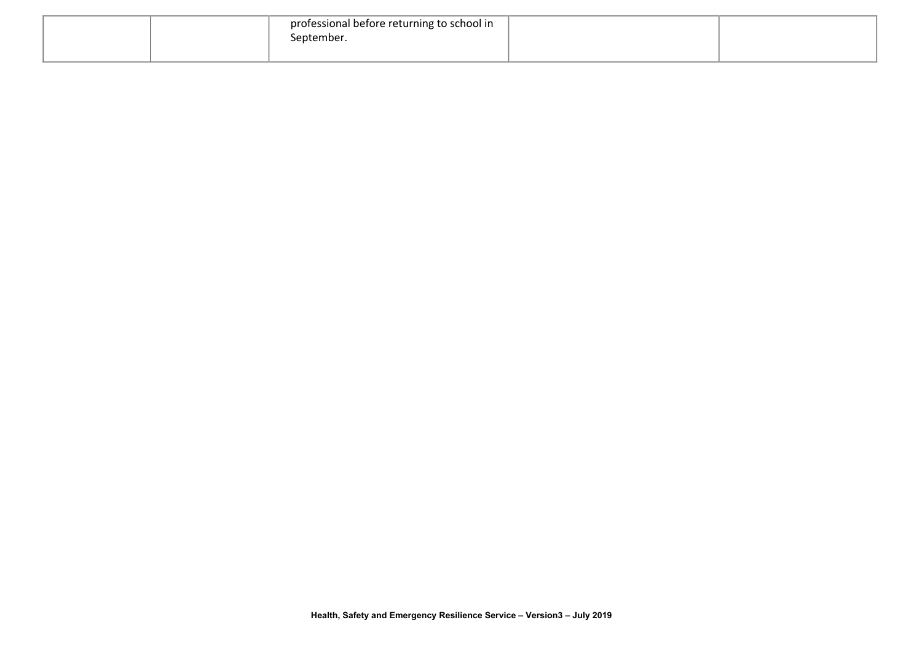| | | | | |
|---|---|---|---|---|
| | | professional before returning to school in September. | | |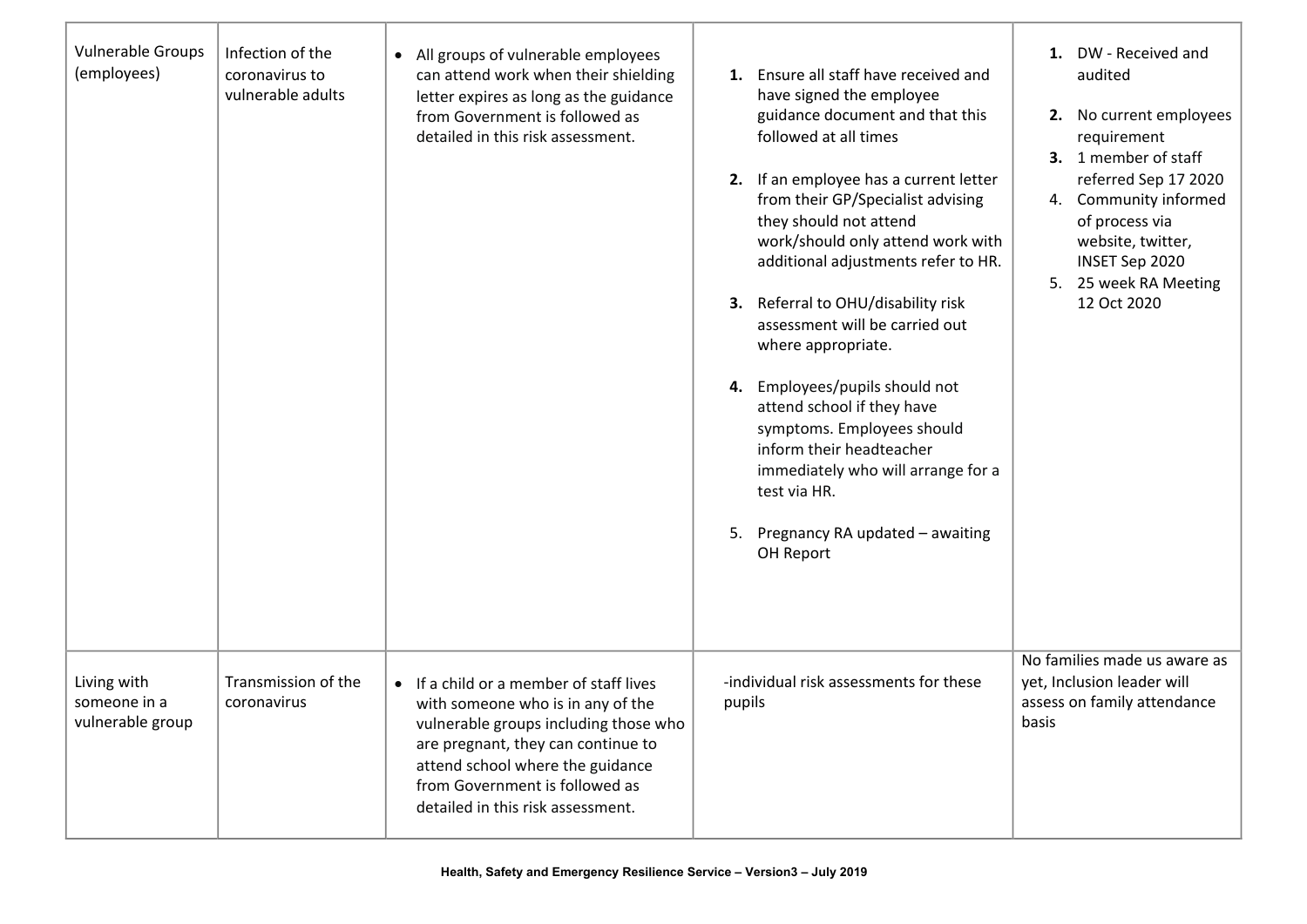| | | | | |
|---|---|---|---|---|
| Vulnerable Groups (employees) | Infection of the coronavirus to vulnerable adults | • All groups of vulnerable employees can attend work when their shielding letter expires as long as the guidance from Government is followed as detailed in this risk assessment. | **1.** Ensure all staff have received and have signed the employee guidance document and that this followed at all times<br><br>**2.** If an employee has a current letter from their GP/Specialist advising they should not attend work/should only attend work with additional adjustments refer to HR.<br><br>**3.** Referral to OHU/disability risk assessment will be carried out where appropriate.<br><br>**4.** Employees/pupils should not attend school if they have symptoms. Employees should inform their headteacher immediately who will arrange for a test via HR.<br><br>5. Pregnancy RA updated – awaiting OH Report | **1.** DW - Received and audited<br><br>**2.** No current employees requirement<br>**3.** 1 member of staff referred Sep 17 2020<br>4. Community informed of process via website, twitter, INSET Sep 2020<br>5. 25 week RA Meeting 12 Oct 2020 |
| Living with someone in a vulnerable group | Transmission of the coronavirus | • If a child or a member of staff lives with someone who is in any of the vulnerable groups including those who are pregnant, they can continue to attend school where the guidance from Government is followed as detailed in this risk assessment. | -individual risk assessments for these pupils | No families made us aware as yet, Inclusion leader will assess on family attendance basis |

**Health, Safety and Emergency Resilience Service – Version3 – July 2019**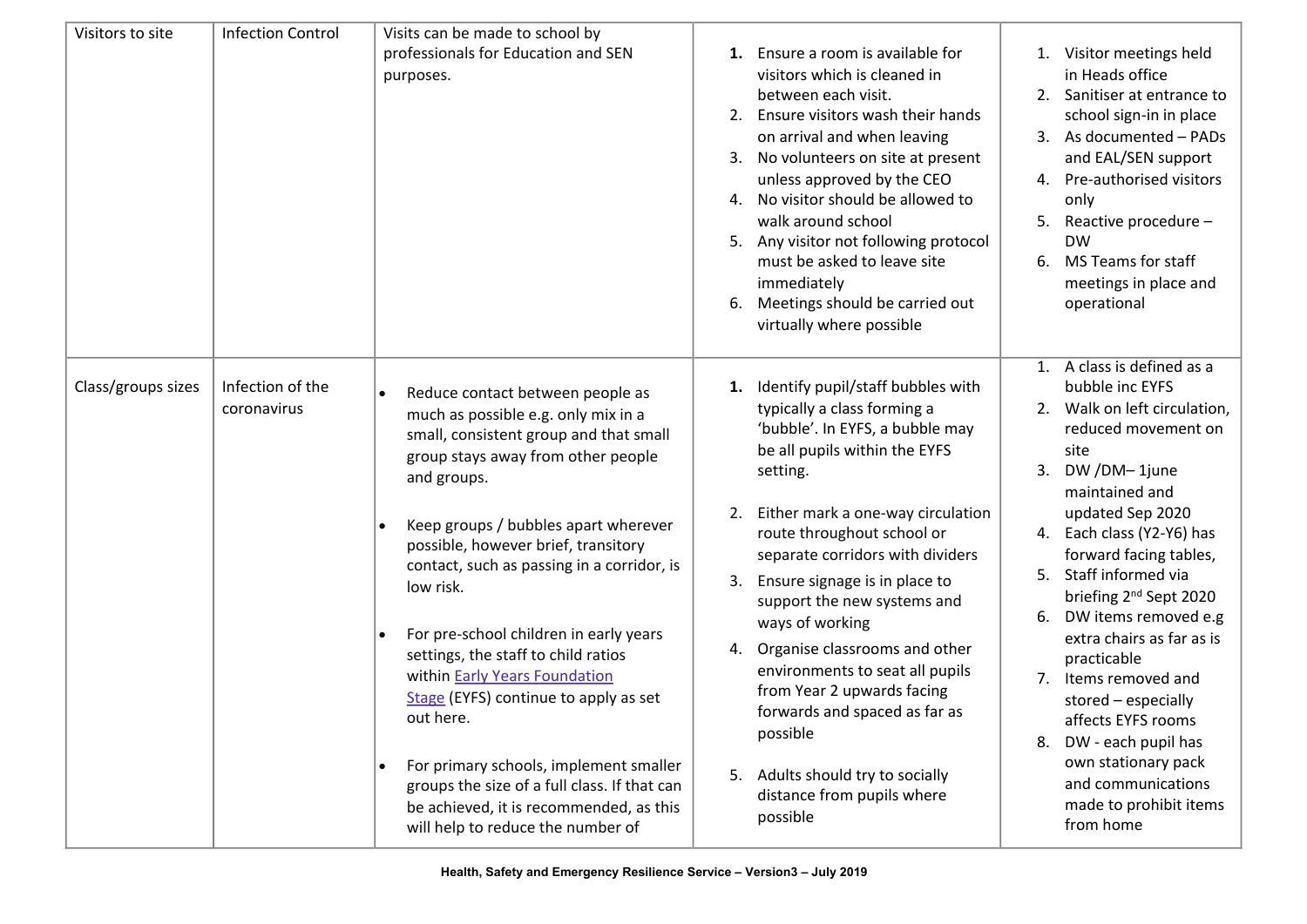| | | | | |
|---|---|---|---|---|
| Visitors to site | Infection Control | Visits can be made to school by professionals for Education and SEN purposes. | 1. Ensure a room is available for visitors which is cleaned in between each visit.<br>2. Ensure visitors wash their hands on arrival and when leaving<br>3. No volunteers on site at present unless approved by the CEO<br>4. No visitor should be allowed to walk around school<br>5. Any visitor not following protocol must be asked to leave site immediately<br>6. Meetings should be carried out virtually where possible | 1. Visitor meetings held in Heads office<br>2. Sanitiser at entrance to school sign-in in place<br>3. As documented – PADs and EAL/SEN support<br>4. Pre-authorised visitors only<br>5. Reactive procedure – DW<br>6. MS Teams for staff meetings in place and operational |
| Class/groups sizes | Infection of the coronavirus | • Reduce contact between people as much as possible e.g. only mix in a small, consistent group and that small group stays away from other people and groups.<br><br>• Keep groups / bubbles apart wherever possible, however brief, transitory contact, such as passing in a corridor, is low risk.<br><br>• For pre-school children in early years settings, the staff to child ratios within [Early Years Foundation Stage]() (EYFS) continue to apply as set out here.<br><br>• For primary schools, implement smaller groups the size of a full class. If that can be achieved, it is recommended, as this will help to reduce the number of | 1. Identify pupil/staff bubbles with typically a class forming a 'bubble'. In EYFS, a bubble may be all pupils within the EYFS setting.<br><br>2. Either mark a one-way circulation route throughout school or separate corridors with dividers<br>3. Ensure signage is in place to support the new systems and ways of working<br>4. Organise classrooms and other environments to seat all pupils from Year 2 upwards facing forwards and spaced as far as possible<br><br>5. Adults should try to socially distance from pupils where possible | 1. A class is defined as a bubble inc EYFS<br>2. Walk on left circulation, reduced movement on site<br>3. DW /DM– 1june maintained and updated Sep 2020<br>4. Each class (Y2-Y6) has forward facing tables,<br>5. Staff informed via briefing 2nd Sept 2020<br>6. DW items removed e.g extra chairs as far as is practicable<br>7. Items removed and stored – especially affects EYFS rooms<br>8. DW - each pupil has own stationary pack and communications made to prohibit items from home |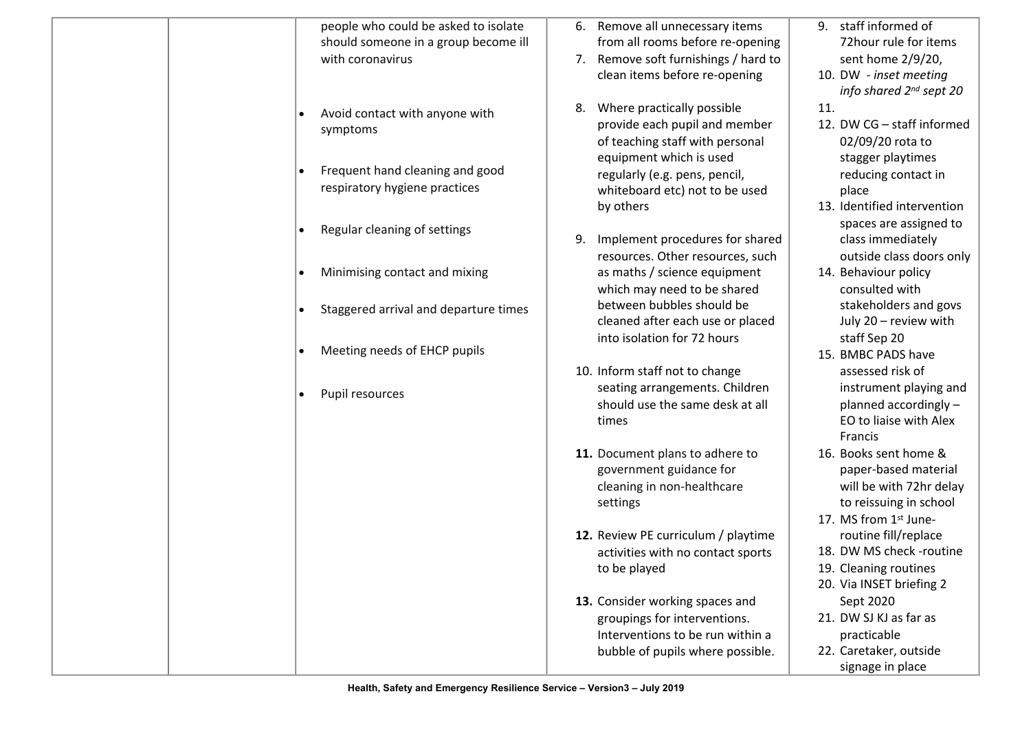| | | | | |
|---|---|---|---|---|
| | | people who could be asked to isolate should someone in a group become ill with coronavirus<br><br>• Avoid contact with anyone with symptoms<br><br>• Frequent hand cleaning and good respiratory hygiene practices<br><br>• Regular cleaning of settings<br><br>• Minimising contact and mixing<br><br>• Staggered arrival and departure times<br><br>• Meeting needs of EHCP pupils<br><br>• Pupil resources | 6. Remove all unnecessary items from all rooms before re-opening<br>7. Remove soft furnishings / hard to clean items before re-opening<br><br>8. Where practically possible provide each pupil and member of teaching staff with personal equipment which is used regularly (e.g. pens, pencil, whiteboard etc) not to be used by others<br><br>9. Implement procedures for shared resources. Other resources, such as maths / science equipment which may need to be shared between bubbles should be cleaned after each use or placed into isolation for 72 hours<br><br>10. Inform staff not to change seating arrangements. Children should use the same desk at all times<br><br>**11.** Document plans to adhere to government guidance for cleaning in non-healthcare settings<br><br>**12.** Review PE curriculum / playtime activities with no contact sports to be played<br><br>**13.** Consider working spaces and groupings for interventions. Interventions to be run within a bubble of pupils where possible. | 9. staff informed of 72hour rule for items sent home 2/9/20,<br>10. DW - *inset meeting info shared 2nd sept 20*<br>11.<br>12. DW CG – staff informed 02/09/20 rota to stagger playtimes reducing contact in place<br>13. Identified intervention spaces are assigned to class immediately outside class doors only<br>14. Behaviour policy consulted with stakeholders and govs July 20 – review with staff Sep 20<br>15. BMBC PADS have assessed risk of instrument playing and planned accordingly – EO to liaise with Alex Francis<br>16. Books sent home & paper-based material will be with 72hr delay to reissuing in school<br>17. MS from 1st June- routine fill/replace<br>18. DW MS check -routine<br>19. Cleaning routines<br>20. Via INSET briefing 2 Sept 2020<br>21. DW SJ KJ as far as practicable<br>22. Caretaker, outside signage in place |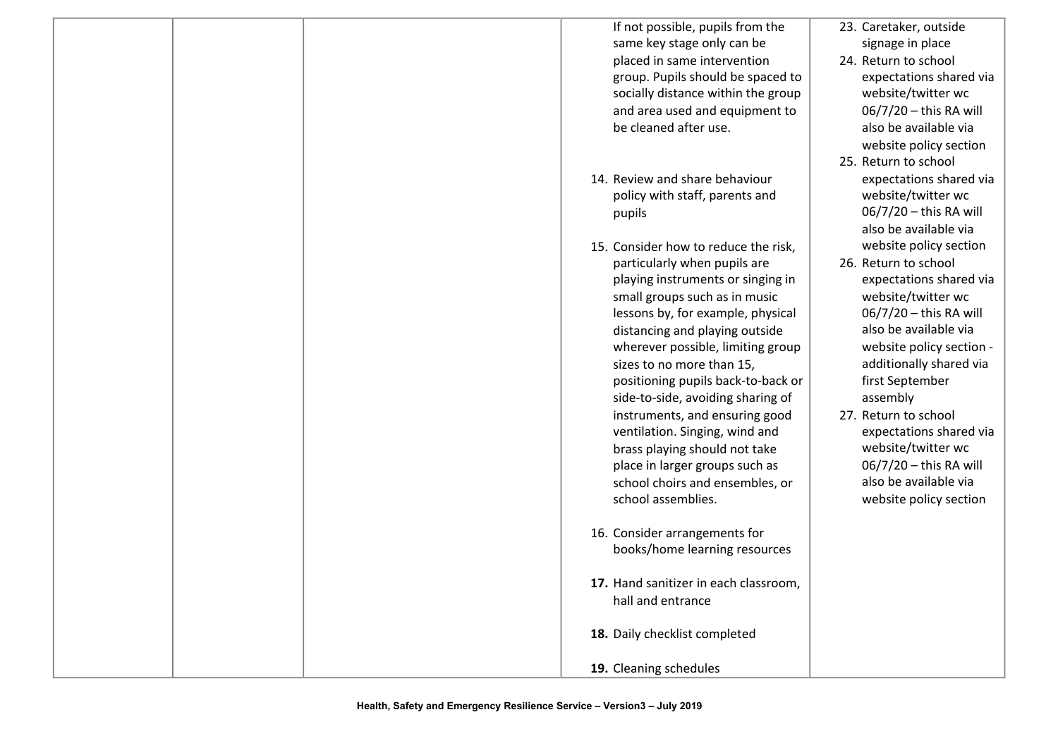|  |  |  | If not possible, pupils from the same key stage only can be placed in same intervention group. Pupils should be spaced to socially distance within the group and area used and equipment to be cleaned after use.<br><br>14. Review and share behaviour policy with staff, parents and pupils<br><br>15. Consider how to reduce the risk, particularly when pupils are playing instruments or singing in small groups such as in music lessons by, for example, physical distancing and playing outside wherever possible, limiting group sizes to no more than 15, positioning pupils back-to-back or side-to-side, avoiding sharing of instruments, and ensuring good ventilation. Singing, wind and brass playing should not take place in larger groups such as school choirs and ensembles, or school assemblies.<br><br>16. Consider arrangements for books/home learning resources<br><br>**17.** Hand sanitizer in each classroom, hall and entrance<br><br>**18.** Daily checklist completed<br><br>**19.** Cleaning schedules | 23. Caretaker, outside signage in place<br>24. Return to school expectations shared via website/twitter wc 06/7/20 – this RA will also be available via website policy section<br>25. Return to school expectations shared via website/twitter wc 06/7/20 – this RA will also be available via website policy section<br>26. Return to school expectations shared via website/twitter wc 06/7/20 – this RA will also be available via website policy section - additionally shared via first September assembly<br>27. Return to school expectations shared via website/twitter wc 06/7/20 – this RA will also be available via website policy section |
|---|---|---|---|---|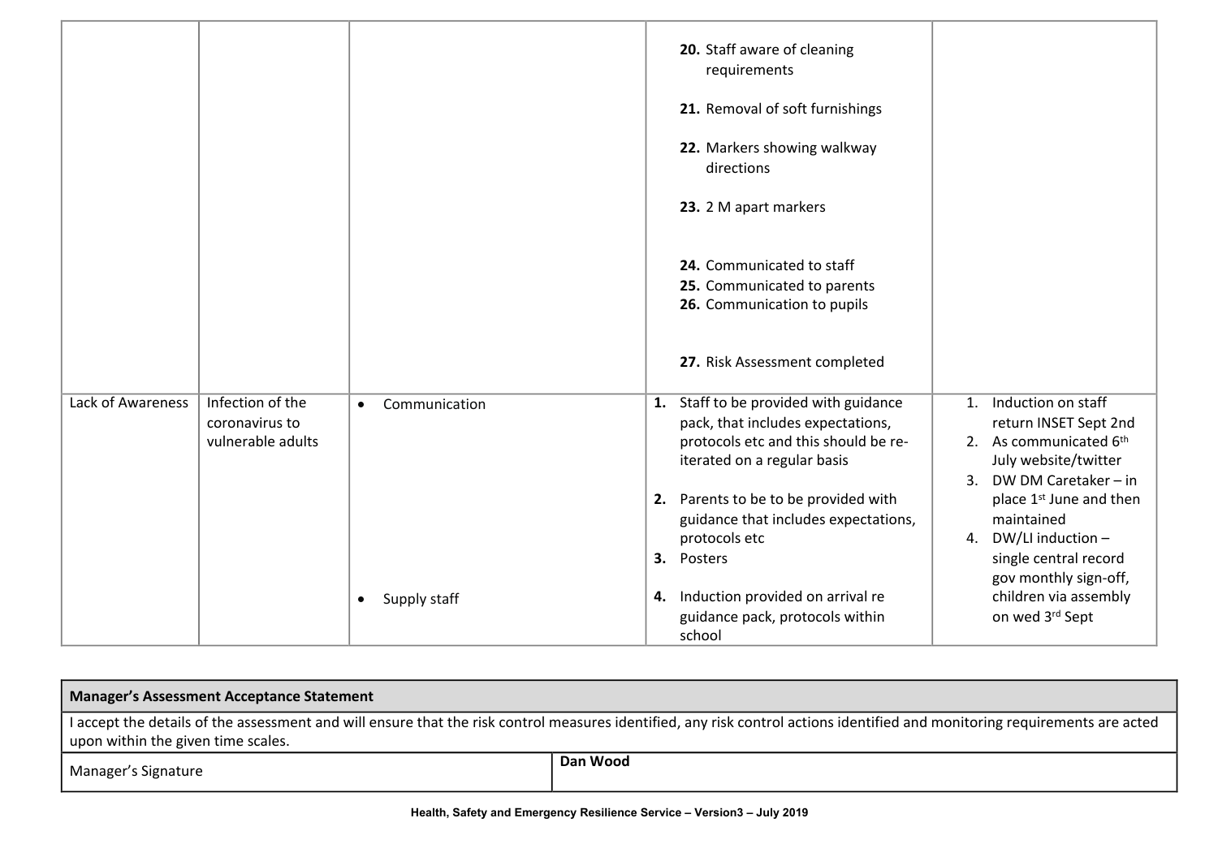| | | | | |
|---|---|---|---|---|
| | | | **20.** Staff aware of cleaning requirements<br><br>**21.** Removal of soft furnishings<br><br>**22.** Markers showing walkway directions<br><br>**23.** 2 M apart markers<br><br>**24.** Communicated to staff<br>**25.** Communicated to parents<br>**26.** Communication to pupils<br><br>**27.** Risk Assessment completed | |
| Lack of Awareness | Infection of the coronavirus to vulnerable adults | • Communication<br><br><br><br><br><br><br><br>• Supply staff | **1.** Staff to be provided with guidance pack, that includes expectations, protocols etc and this should be re-iterated on a regular basis<br><br>**2.** Parents to be to be provided with guidance that includes expectations, protocols etc<br>**3.** Posters<br><br>**4.** Induction provided on arrival re guidance pack, protocols within school | 1. Induction on staff return INSET Sept 2nd<br>2. As communicated 6th July website/twitter<br>3. DW DM Caretaker – in place 1st June and then maintained<br>4. DW/LI induction – single central record gov monthly sign-off, children via assembly on wed 3rd Sept |

| **Manager's Assessment Acceptance Statement** | |
|---|---|
| I accept the details of the assessment and will ensure that the risk control measures identified, any risk control actions identified and monitoring requirements are acted upon within the given time scales. | |
| Manager's Signature | **Dan Wood** |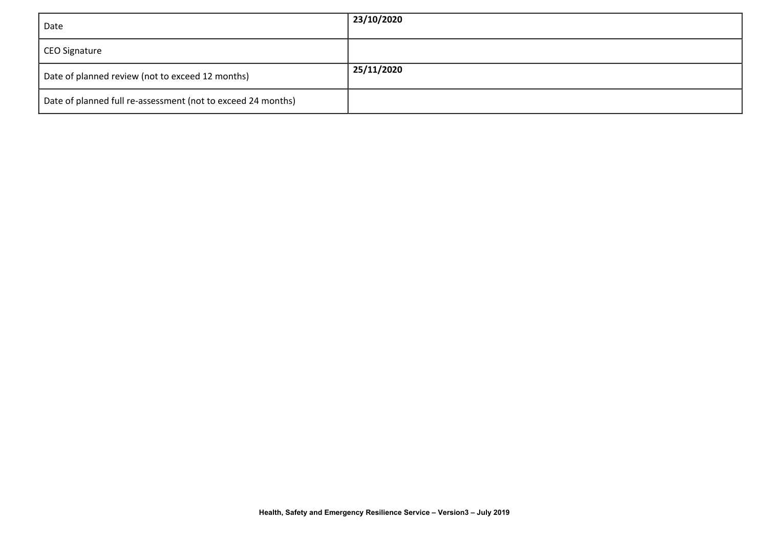| | |
|---|---|
| Date | **23/10/2020** |
| CEO Signature | |
| Date of planned review (not to exceed 12 months) | **25/11/2020** |
| Date of planned full re-assessment (not to exceed 24 months) | |